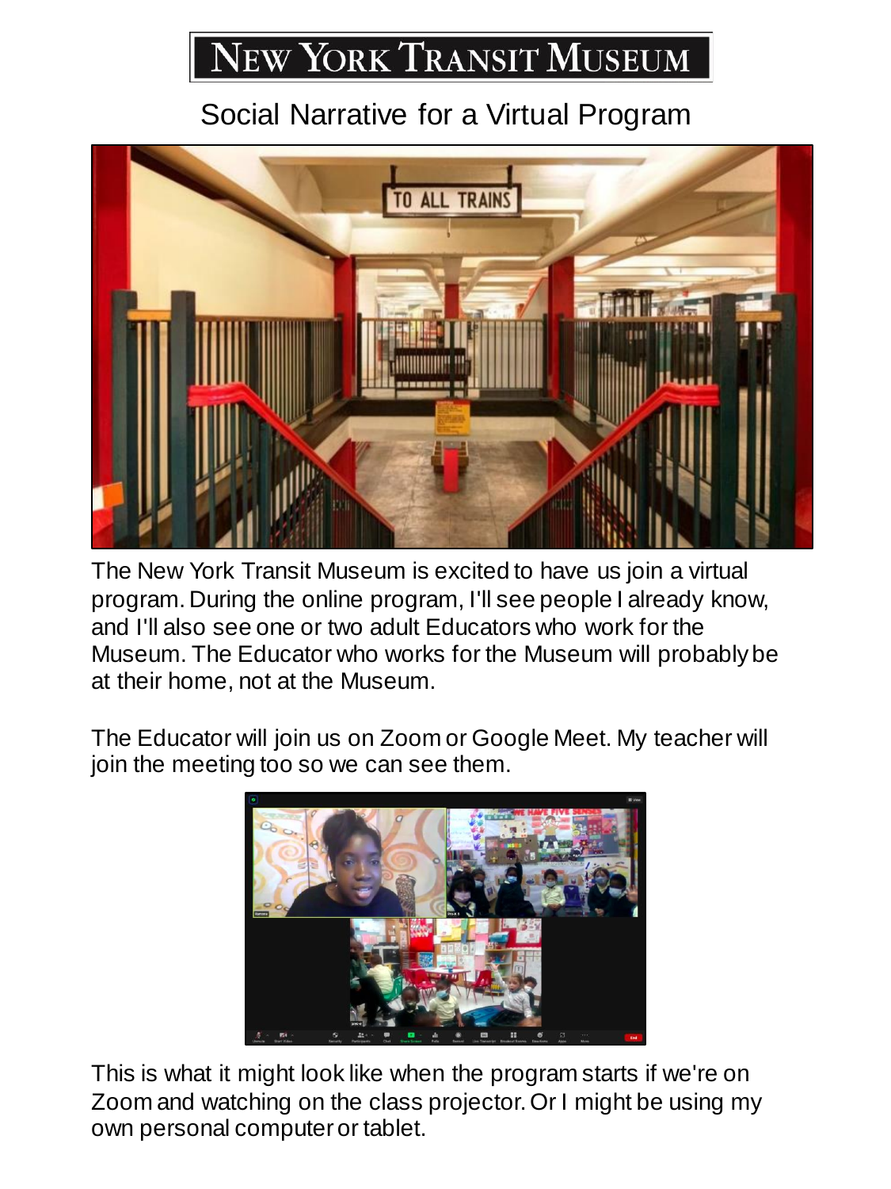# NEW YORK TRANSIT MUSEUM

## Social Narrative for a Virtual Program

The New York Transit Museum is excited to have us join a virtual program. During the online program, I'll see people I already know, and I'll also see one or two adult Educators who work for the Museum. The Educator who works for the Museum will probably be at their home, not at the Museum.

The Educator will join us on Zoom or Google Meet. My teacher will join the meeting too so we can see them.

This is what it might look like when the program starts if we're on Zoom and watching on the class projector. Or I might be using my own personal computer or tablet.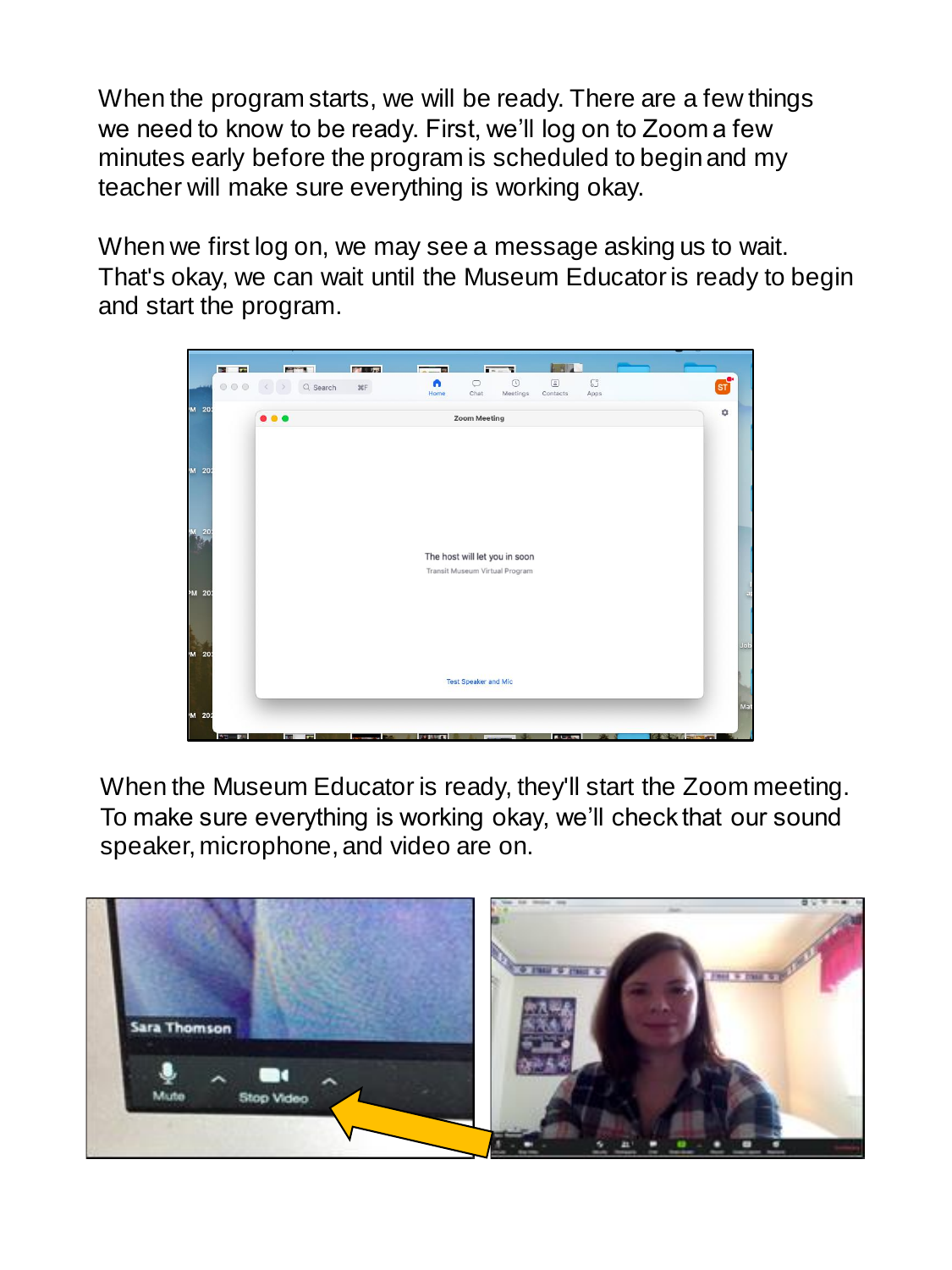When the program starts, we will be ready. There are a few things we need to know to be ready. First, we'll log on to Zoom a few minutes early before the program is scheduled to begin and my teacher will make sure everything is working okay.

When we first log on, we may see a message asking us to wait. That's okay, we can wait until the Museum Educator is ready to begin and start the program.

When the Museum Educator is ready, they'll start the Zoom meeting. To make sure everything is working okay, we'll check that our sound speaker, microphone, and video are on.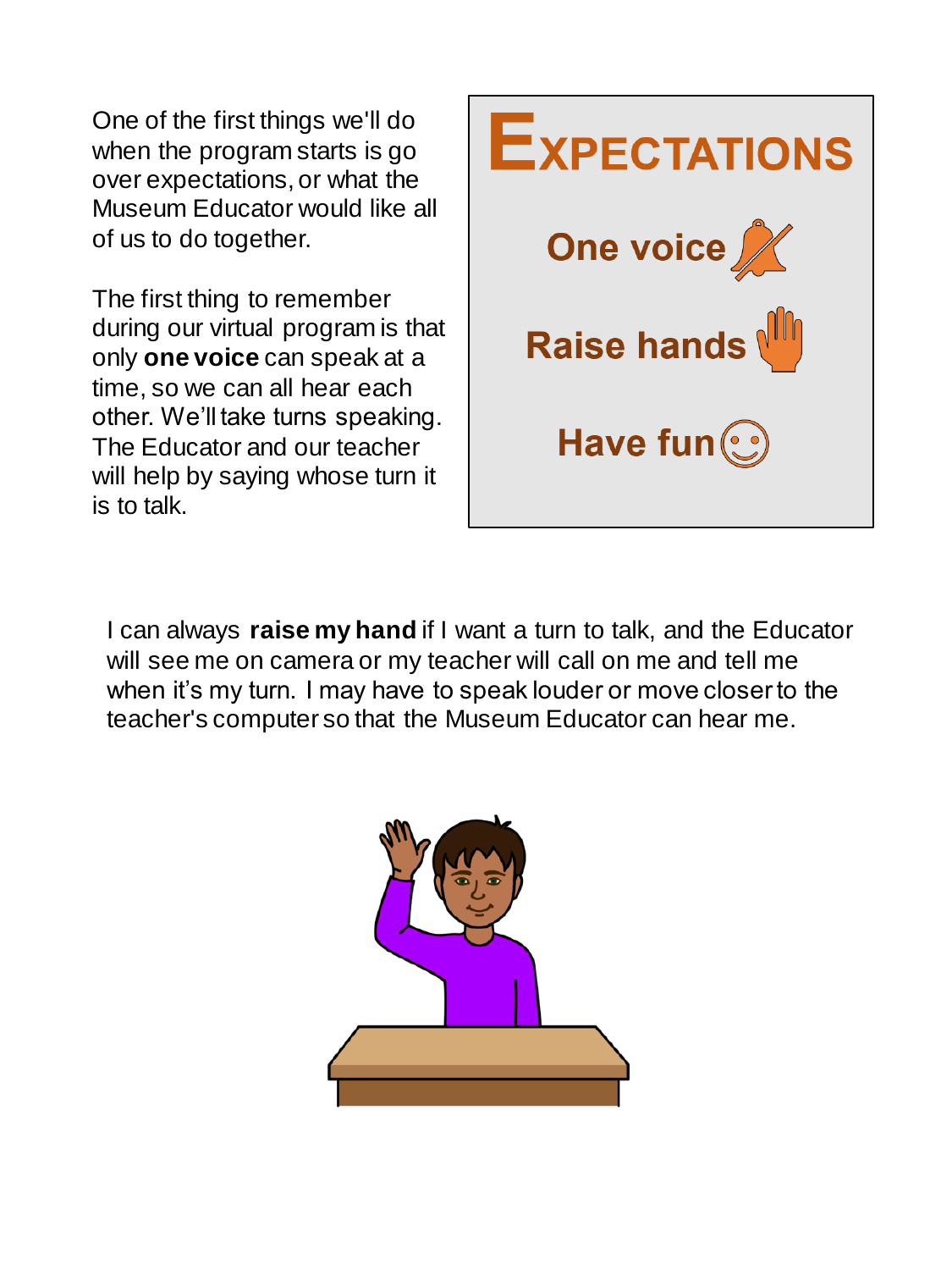One of the first things we'll do when the program starts is go over expectations, or what the Museum Educator would like all of us to do together.

The first thing to remember during our virtual program is that only **one voice** can speak at a time, so we can all hear each other. We'll take turns speaking. The Educator and our teacher will help by saying whose turn it is to talk.

## EXPECTATIONS

**One voice**

**Raise hands**

**Have fun**

I can always **raise my hand** if I want a turn to talk, and the Educator will see me on camera or my teacher will call on me and tell me when it's my turn. I may have to speak louder or move closer to the teacher's computer so that the Museum Educator can hear me.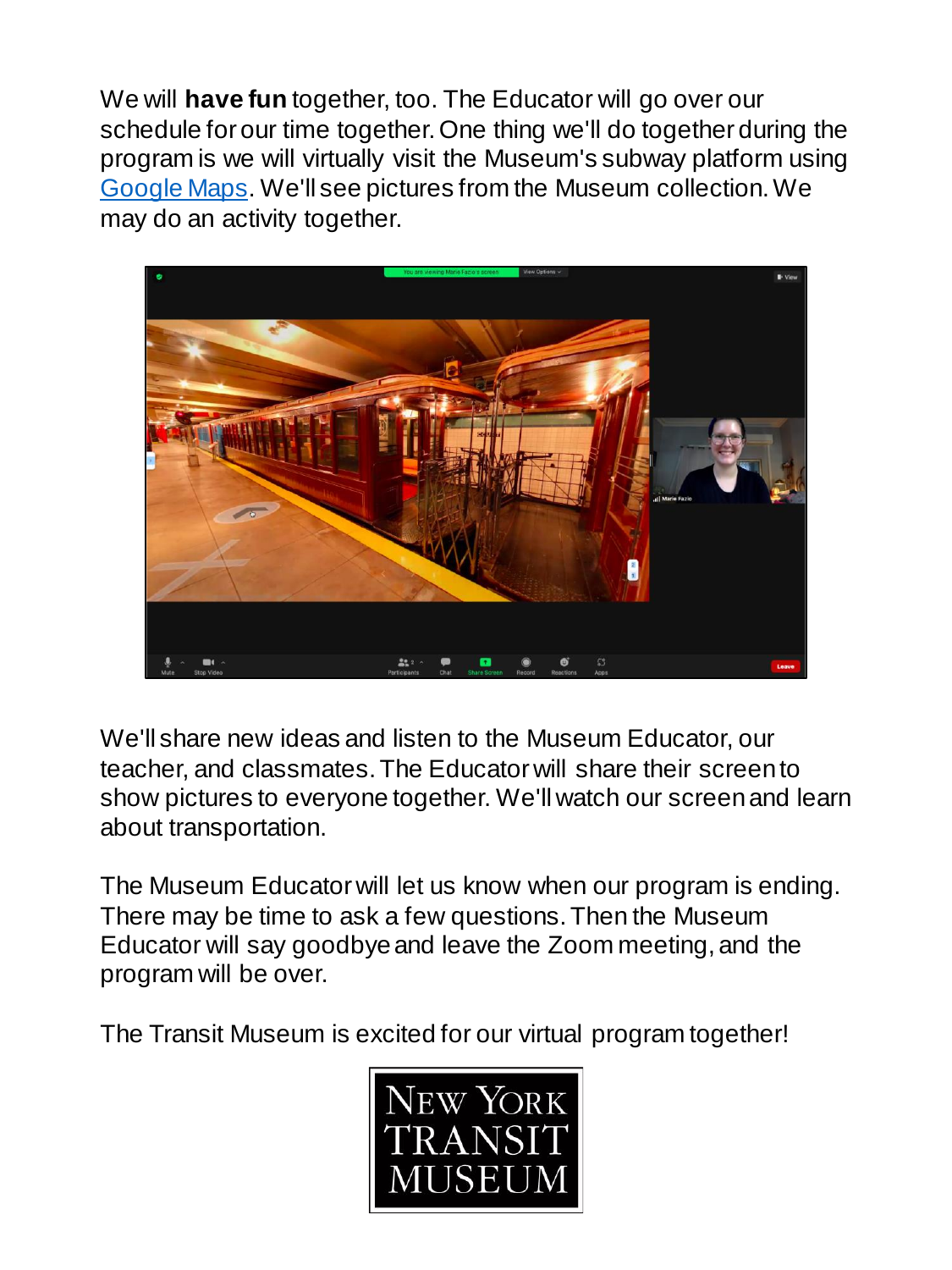We will **have fun** together, too. The Educator will go over our schedule for our time together. One thing we'll do together during the program is we will virtually visit the Museum's subway platform using Google Maps. We'll see pictures from the Museum collection. We may do an activity together.

We'll share new ideas and listen to the Museum Educator, our teacher, and classmates. The Educator will share their screen to show pictures to everyone together. We'll watch our screen and learn about transportation.

The Museum Educator will let us know when our program is ending. There may be time to ask a few questions. Then the Museum Educator will say goodbye and leave the Zoom meeting, and the program will be over.

The Transit Museum is excited for our virtual program together!

NEW YORK TRANSIT MUSEUM